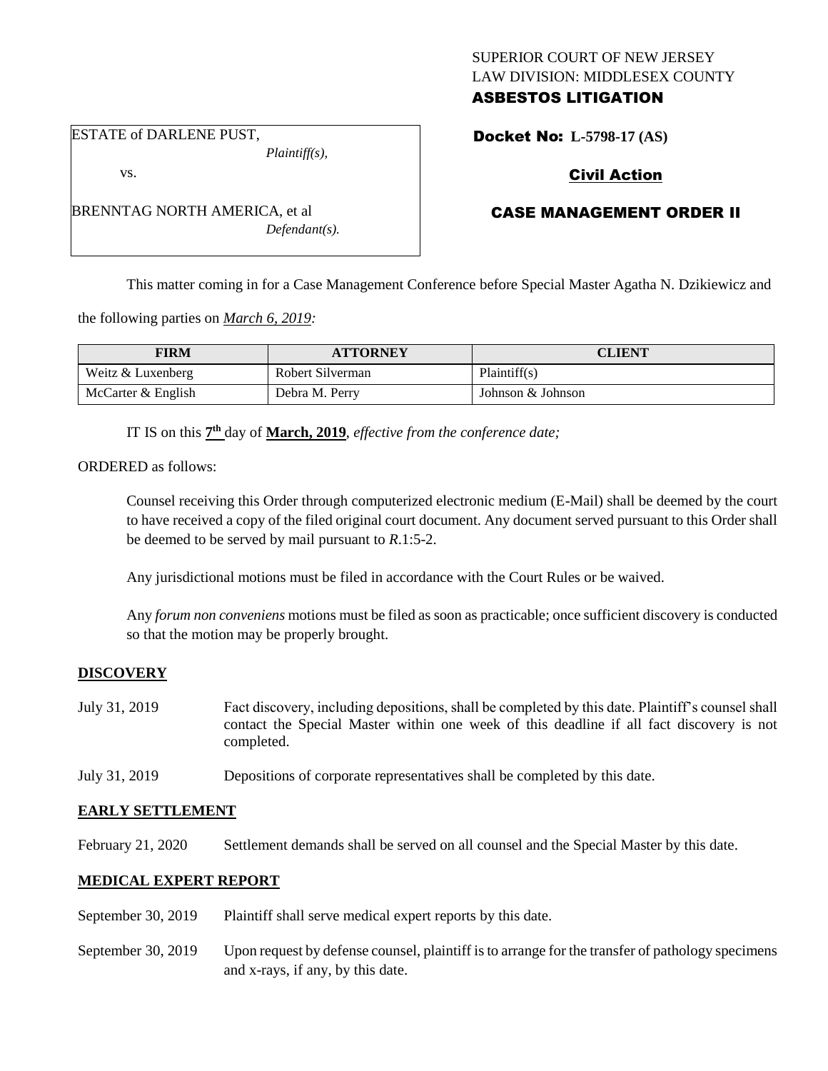SUPERIOR COURT OF NEW JERSEY
LAW DIVISION: MIDDLESEX COUNTY
**ASBESTOS LITIGATION**

ESTATE of DARLENE PUST,
*Plaintiff(s),*
vs.
BRENNTAG NORTH AMERICA, et al
*Defendant(s).*

**Docket No: L-5798-17 (AS)**

**Civil Action**

**CASE MANAGEMENT ORDER II**

This matter coming in for a Case Management Conference before Special Master Agatha N. Dzikiewicz and the following parties on *March 6, 2019:*

| FIRM | ATTORNEY | CLIENT |
|---|---|---|
| Weitz & Luxenberg | Robert Silverman | Plaintiff(s) |
| McCarter & English | Debra M. Perry | Johnson & Johnson |

IT IS on this **7th** day of **March, 2019**, *effective from the conference date;*

ORDERED as follows:

Counsel receiving this Order through computerized electronic medium (E-Mail) shall be deemed by the court to have received a copy of the filed original court document. Any document served pursuant to this Order shall be deemed to be served by mail pursuant to *R*.1:5-2.

Any jurisdictional motions must be filed in accordance with the Court Rules or be waived.

Any *forum non conveniens* motions must be filed as soon as practicable; once sufficient discovery is conducted so that the motion may be properly brought.

**DISCOVERY**

July 31, 2019 — Fact discovery, including depositions, shall be completed by this date. Plaintiff's counsel shall contact the Special Master within one week of this deadline if all fact discovery is not completed.

July 31, 2019 — Depositions of corporate representatives shall be completed by this date.

**EARLY SETTLEMENT**

February 21, 2020 — Settlement demands shall be served on all counsel and the Special Master by this date.

**MEDICAL EXPERT REPORT**

September 30, 2019 — Plaintiff shall serve medical expert reports by this date.

September 30, 2019 — Upon request by defense counsel, plaintiff is to arrange for the transfer of pathology specimens and x-rays, if any, by this date.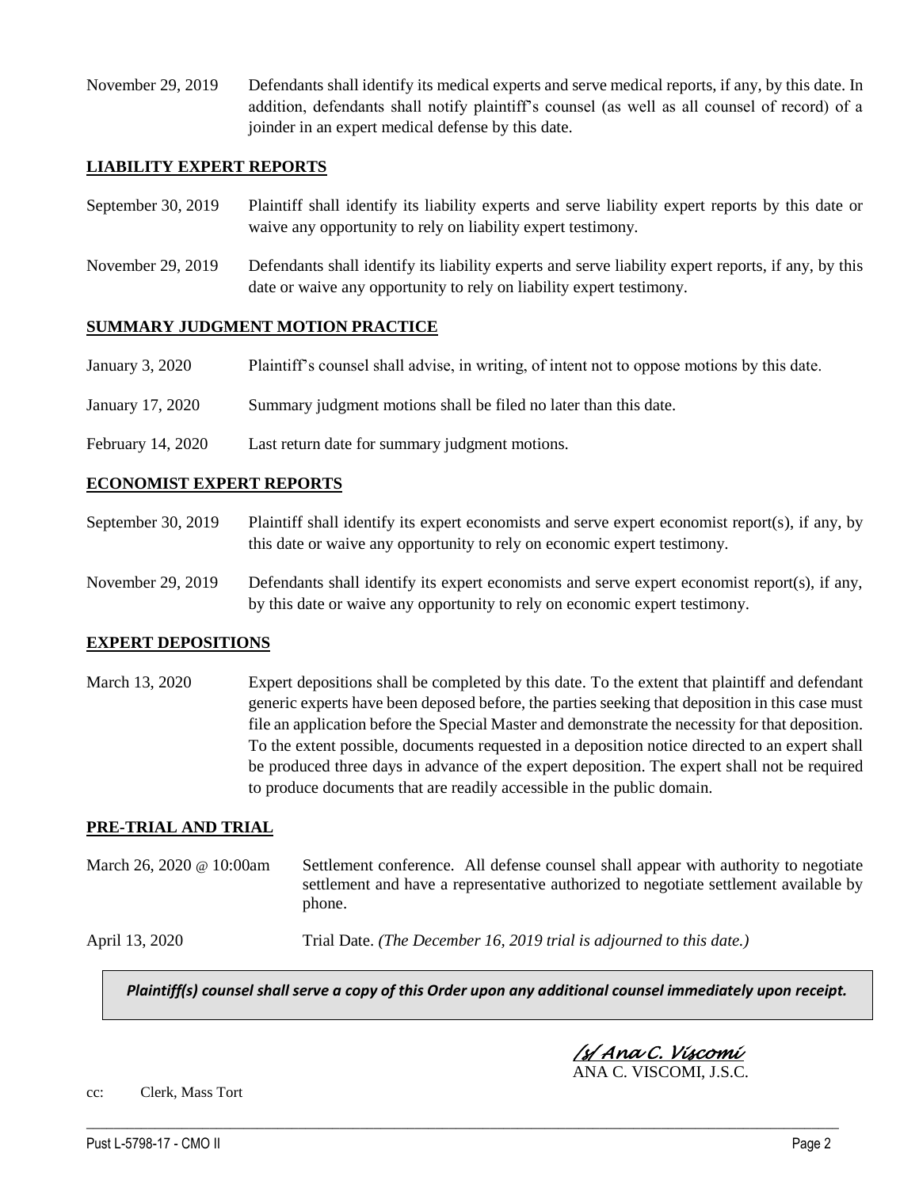November 29, 2019 Defendants shall identify its medical experts and serve medical reports, if any, by this date. In addition, defendants shall notify plaintiff's counsel (as well as all counsel of record) of a joinder in an expert medical defense by this date.

## LIABILITY EXPERT REPORTS

September 30, 2019 Plaintiff shall identify its liability experts and serve liability expert reports by this date or waive any opportunity to rely on liability expert testimony.

November 29, 2019 Defendants shall identify its liability experts and serve liability expert reports, if any, by this date or waive any opportunity to rely on liability expert testimony.

## SUMMARY JUDGMENT MOTION PRACTICE

January 3, 2020 Plaintiff's counsel shall advise, in writing, of intent not to oppose motions by this date.

January 17, 2020 Summary judgment motions shall be filed no later than this date.

February 14, 2020 Last return date for summary judgment motions.

## ECONOMIST EXPERT REPORTS

September 30, 2019 Plaintiff shall identify its expert economists and serve expert economist report(s), if any, by this date or waive any opportunity to rely on economic expert testimony.

November 29, 2019 Defendants shall identify its expert economists and serve expert economist report(s), if any, by this date or waive any opportunity to rely on economic expert testimony.

## EXPERT DEPOSITIONS

March 13, 2020 Expert depositions shall be completed by this date. To the extent that plaintiff and defendant generic experts have been deposed before, the parties seeking that deposition in this case must file an application before the Special Master and demonstrate the necessity for that deposition. To the extent possible, documents requested in a deposition notice directed to an expert shall be produced three days in advance of the expert deposition. The expert shall not be required to produce documents that are readily accessible in the public domain.

## PRE-TRIAL AND TRIAL

March 26, 2020 @ 10:00am Settlement conference. All defense counsel shall appear with authority to negotiate settlement and have a representative authorized to negotiate settlement available by phone.

April 13, 2020 Trial Date. *(The December 16, 2019 trial is adjourned to this date.)*

***Plaintiff(s) counsel shall serve a copy of this Order upon any additional counsel immediately upon receipt.***

*/s/ Ana C. Viscomi*
ANA C. VISCOMI, J.S.C.

cc: Clerk, Mass Tort

Pust L-5798-17 - CMO II